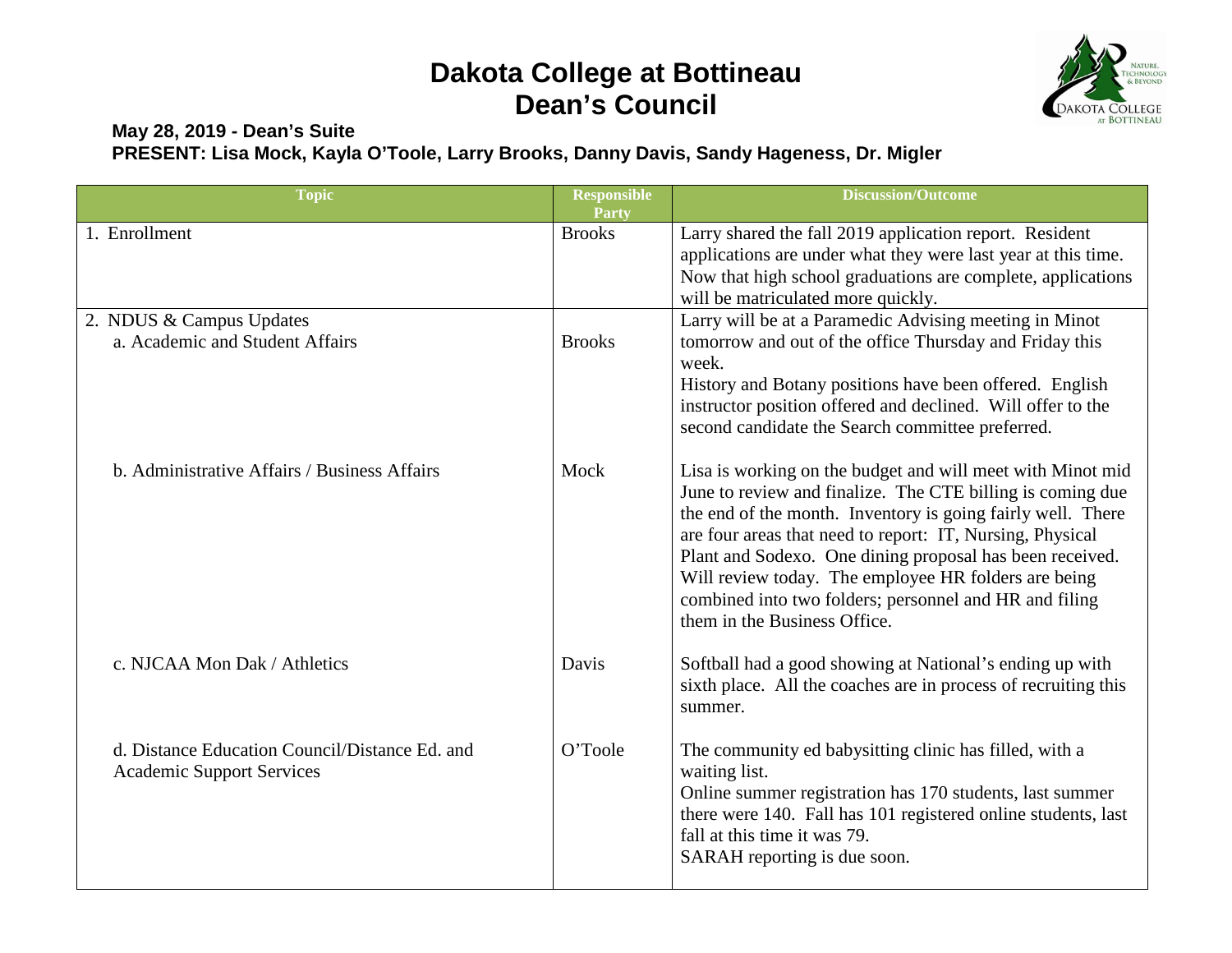# Dakota College at Bottineau
# Dean's Council

**May 28, 2019 - Dean's Suite**

**PRESENT: Lisa Mock, Kayla O'Toole, Larry Brooks, Danny Davis, Sandy Hageness, Dr. Migler**

| Topic | Responsible Party | Discussion/Outcome |
|---|---|---|
| 1. Enrollment | Brooks | Larry shared the fall 2019 application report. Resident applications are under what they were last year at this time. Now that high school graduations are complete, applications will be matriculated more quickly. |
| 2. NDUS & Campus Updates<br>a. Academic and Student Affairs | Brooks | Larry will be at a Paramedic Advising meeting in Minot tomorrow and out of the office Thursday and Friday this week.<br>History and Botany positions have been offered. English instructor position offered and declined. Will offer to the second candidate the Search committee preferred. |
| b. Administrative Affairs / Business Affairs | Mock | Lisa is working on the budget and will meet with Minot mid June to review and finalize. The CTE billing is coming due the end of the month. Inventory is going fairly well. There are four areas that need to report: IT, Nursing, Physical Plant and Sodexo. One dining proposal has been received. Will review today. The employee HR folders are being combined into two folders; personnel and HR and filing them in the Business Office. |
| c. NJCAA Mon Dak / Athletics | Davis | Softball had a good showing at National's ending up with sixth place. All the coaches are in process of recruiting this summer. |
| d. Distance Education Council/Distance Ed. and Academic Support Services | O'Toole | The community ed babysitting clinic has filled, with a waiting list.<br>Online summer registration has 170 students, last summer there were 140. Fall has 101 registered online students, last fall at this time it was 79.<br>SARAH reporting is due soon. |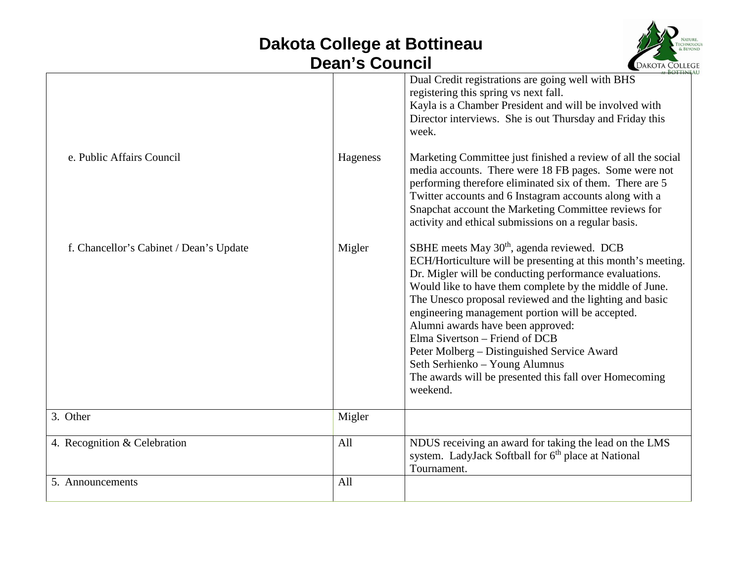# Dakota College at Bottineau
# Dean's Council

| | | |
|---|---|---|
| | | Dual Credit registrations are going well with BHS registering this spring vs next fall.<br>Kayla is a Chamber President and will be involved with Director interviews. She is out Thursday and Friday this week. |
| e. Public Affairs Council | Hageness | Marketing Committee just finished a review of all the social media accounts. There were 18 FB pages. Some were not performing therefore eliminated six of them. There are 5 Twitter accounts and 6 Instagram accounts along with a Snapchat account the Marketing Committee reviews for activity and ethical submissions on a regular basis. |
| f. Chancellor's Cabinet / Dean's Update | Migler | SBHE meets May 30th, agenda reviewed. DCB ECH/Horticulture will be presenting at this month's meeting. Dr. Migler will be conducting performance evaluations. Would like to have them complete by the middle of June. The Unesco proposal reviewed and the lighting and basic engineering management portion will be accepted.<br>Alumni awards have been approved:<br>Elma Sivertson – Friend of DCB<br>Peter Molberg – Distinguished Service Award<br>Seth Serhienko – Young Alumnus<br>The awards will be presented this fall over Homecoming weekend. |
| 3. Other | Migler | |
| 4. Recognition & Celebration | All | NDUS receiving an award for taking the lead on the LMS system. LadyJack Softball for 6th place at National Tournament. |
| 5. Announcements | All | |